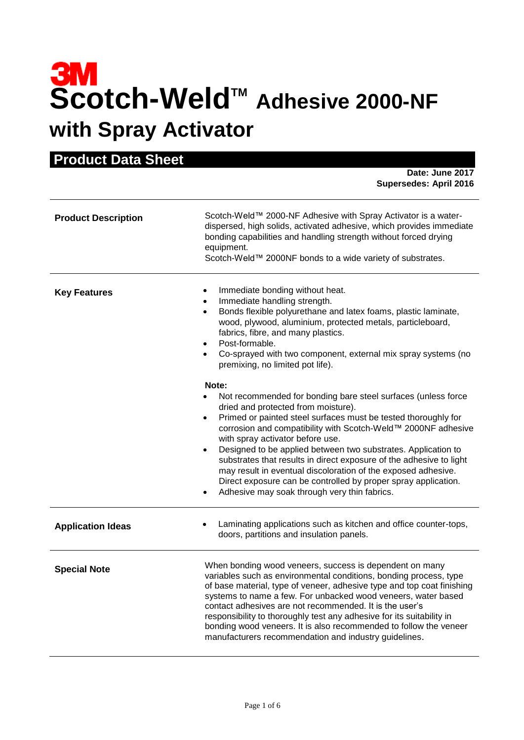3M

# Scotch-Weld™ Adhesive 2000-NF with Spray Activator

## Product Data Sheet

**Date: June 2017**
**Supersedes: April 2016**

---

**Product Description**

Scotch-Weld™ 2000-NF Adhesive with Spray Activator is a water-dispersed, high solids, activated adhesive, which provides immediate bonding capabilities and handling strength without forced drying equipment.
Scotch-Weld™ 2000NF bonds to a wide variety of substrates.

---

**Key Features**

- Immediate bonding without heat.
- Immediate handling strength.
- Bonds flexible polyurethane and latex foams, plastic laminate, wood, plywood, aluminium, protected metals, particleboard, fabrics, fibre, and many plastics.
- Post-formable.
- Co-sprayed with two component, external mix spray systems (no premixing, no limited pot life).

**Note:**

- Not recommended for bonding bare steel surfaces (unless force dried and protected from moisture).
- Primed or painted steel surfaces must be tested thoroughly for corrosion and compatibility with Scotch-Weld™ 2000NF adhesive with spray activator before use.
- Designed to be applied between two substrates. Application to substrates that results in direct exposure of the adhesive to light may result in eventual discoloration of the exposed adhesive. Direct exposure can be controlled by proper spray application.
- Adhesive may soak through very thin fabrics.

---

**Application Ideas**

- Laminating applications such as kitchen and office counter-tops, doors, partitions and insulation panels.

---

**Special Note**

When bonding wood veneers, success is dependent on many variables such as environmental conditions, bonding process, type of base material, type of veneer, adhesive type and top coat finishing systems to name a few. For unbacked wood veneers, water based contact adhesives are not recommended. It is the user's responsibility to thoroughly test any adhesive for its suitability in bonding wood veneers. It is also recommended to follow the veneer manufacturers recommendation and industry guidelines.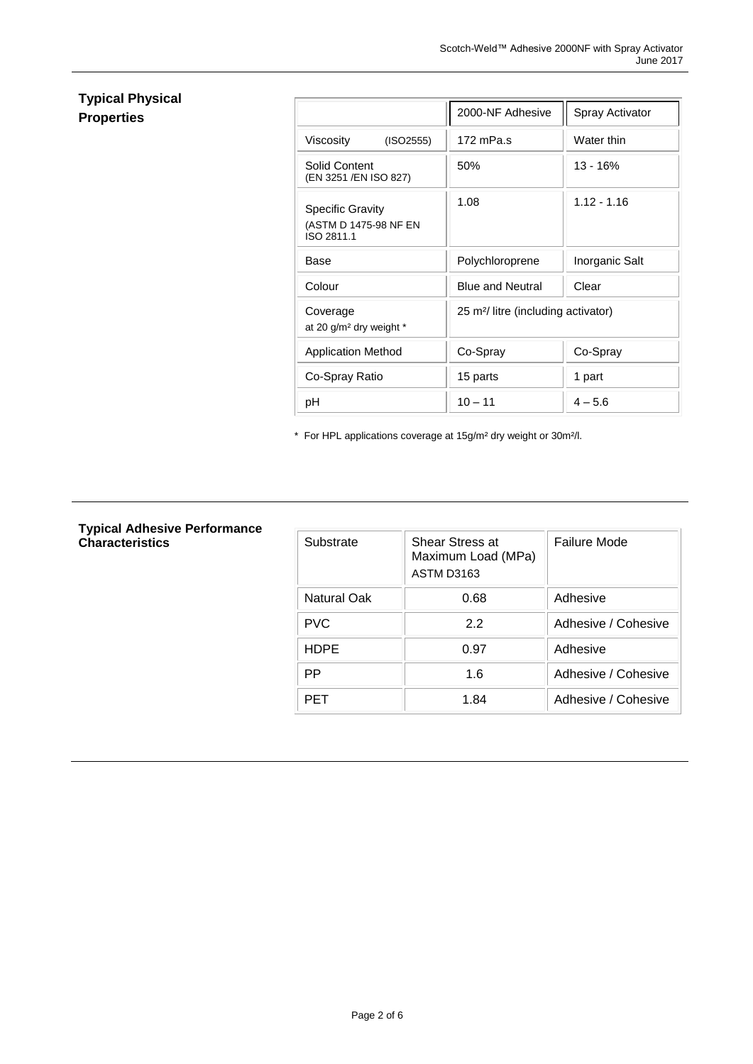## Typical Physical Properties

| | 2000-NF Adhesive | Spray Activator |
|---|---|---|
| Viscosity (ISO2555) | 172 mPa.s | Water thin |
| Solid Content (EN 3251 /EN ISO 827) | 50% | 13 - 16% |
| Specific Gravity (ASTM D 1475-98 NF EN ISO 2811.1 | 1.08 | 1.12 - 1.16 |
| Base | Polychloroprene | Inorganic Salt |
| Colour | Blue and Neutral | Clear |
| Coverage at 20 g/m² dry weight * | 25 m²/ litre (including activator) | |
| Application Method | Co-Spray | Co-Spray |
| Co-Spray Ratio | 15 parts | 1 part |
| pH | 10 – 11 | 4 – 5.6 |

* For HPL applications coverage at 15g/m² dry weight or 30m²/l.

## Typical Adhesive Performance Characteristics

| Substrate | Shear Stress at Maximum Load (MPa) ASTM D3163 | Failure Mode |
|---|---|---|
| Natural Oak | 0.68 | Adhesive |
| PVC | 2.2 | Adhesive / Cohesive |
| HDPE | 0.97 | Adhesive |
| PP | 1.6 | Adhesive / Cohesive |
| PET | 1.84 | Adhesive / Cohesive |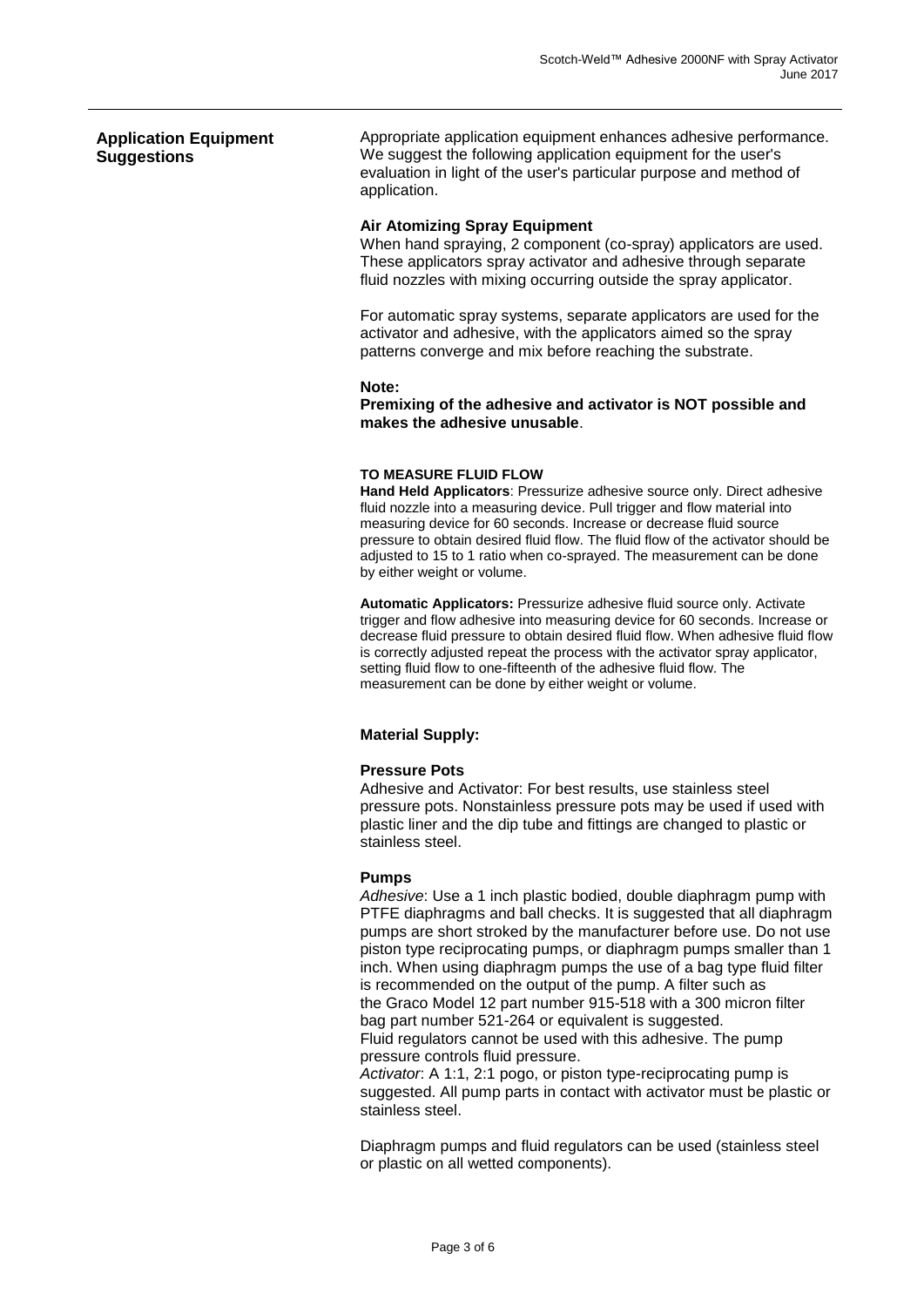## Application Equipment Suggestions

Appropriate application equipment enhances adhesive performance. We suggest the following application equipment for the user's evaluation in light of the user's particular purpose and method of application.

### Air Atomizing Spray Equipment

When hand spraying, 2 component (co-spray) applicators are used. These applicators spray activator and adhesive through separate fluid nozzles with mixing occurring outside the spray applicator.

For automatic spray systems, separate applicators are used for the activator and adhesive, with the applicators aimed so the spray patterns converge and mix before reaching the substrate.

**Note:**
**Premixing of the adhesive and activator is NOT possible and makes the adhesive unusable**.

#### TO MEASURE FLUID FLOW

**Hand Held Applicators**: Pressurize adhesive source only. Direct adhesive fluid nozzle into a measuring device. Pull trigger and flow material into measuring device for 60 seconds. Increase or decrease fluid source pressure to obtain desired fluid flow. The fluid flow of the activator should be adjusted to 15 to 1 ratio when co-sprayed. The measurement can be done by either weight or volume.

**Automatic Applicators:** Pressurize adhesive fluid source only. Activate trigger and flow adhesive into measuring device for 60 seconds. Increase or decrease fluid pressure to obtain desired fluid flow. When adhesive fluid flow is correctly adjusted repeat the process with the activator spray applicator, setting fluid flow to one-fifteenth of the adhesive fluid flow. The measurement can be done by either weight or volume.

### Material Supply:

#### Pressure Pots

Adhesive and Activator: For best results, use stainless steel pressure pots. Nonstainless pressure pots may be used if used with plastic liner and the dip tube and fittings are changed to plastic or stainless steel.

#### Pumps

*Adhesive*: Use a 1 inch plastic bodied, double diaphragm pump with PTFE diaphragms and ball checks. It is suggested that all diaphragm pumps are short stroked by the manufacturer before use. Do not use piston type reciprocating pumps, or diaphragm pumps smaller than 1 inch. When using diaphragm pumps the use of a bag type fluid filter is recommended on the output of the pump. A filter such as the Graco Model 12 part number 915-518 with a 300 micron filter bag part number 521-264 or equivalent is suggested.
Fluid regulators cannot be used with this adhesive. The pump pressure controls fluid pressure.
*Activator*: A 1:1, 2:1 pogo, or piston type-reciprocating pump is suggested. All pump parts in contact with activator must be plastic or stainless steel.

Diaphragm pumps and fluid regulators can be used (stainless steel or plastic on all wetted components).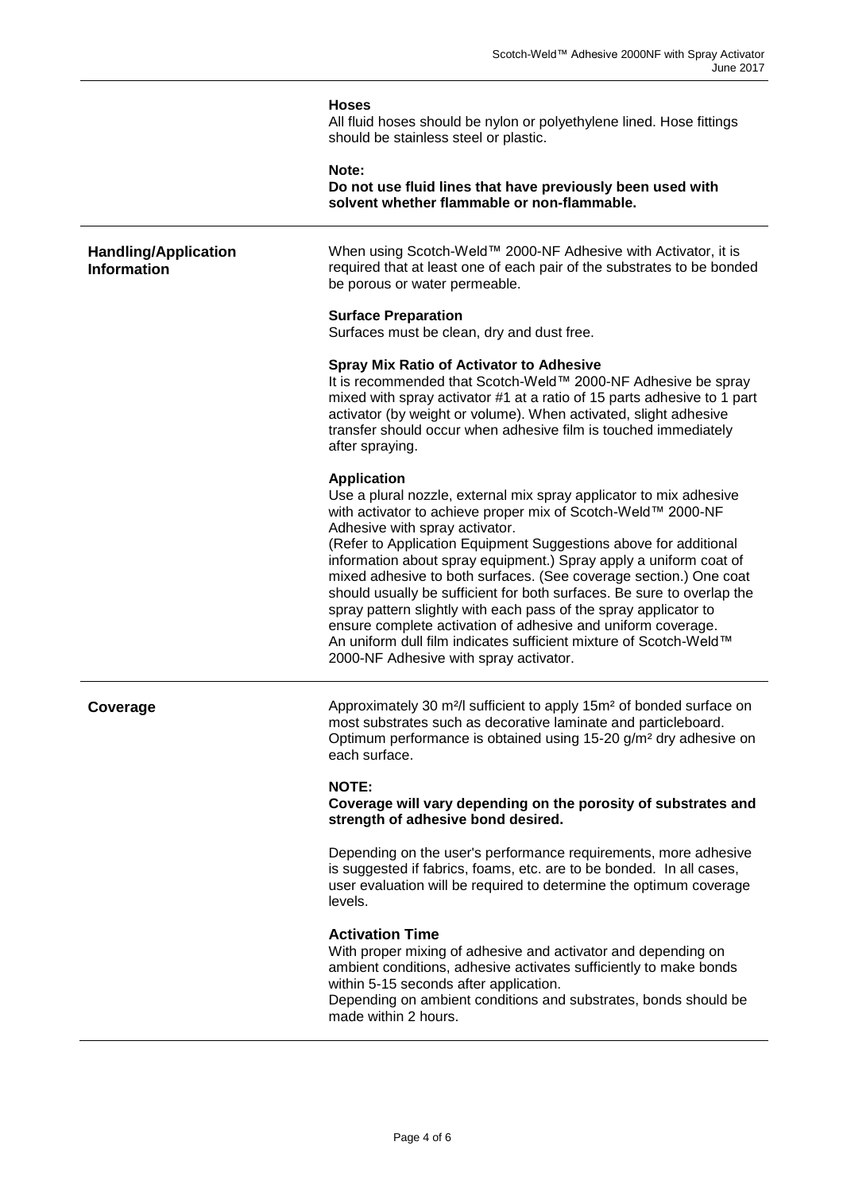### Hoses

All fluid hoses should be nylon or polyethylene lined. Hose fittings should be stainless steel or plastic.

**Note:**
**Do not use fluid lines that have previously been used with solvent whether flammable or non-flammable.**

## Handling/Application Information

When using Scotch-Weld™ 2000-NF Adhesive with Activator, it is required that at least one of each pair of the substrates to be bonded be porous or water permeable.

### Surface Preparation

Surfaces must be clean, dry and dust free.

### Spray Mix Ratio of Activator to Adhesive

It is recommended that Scotch-Weld™ 2000-NF Adhesive be spray mixed with spray activator #1 at a ratio of 15 parts adhesive to 1 part activator (by weight or volume). When activated, slight adhesive transfer should occur when adhesive film is touched immediately after spraying.

### Application

Use a plural nozzle, external mix spray applicator to mix adhesive with activator to achieve proper mix of Scotch-Weld™ 2000-NF Adhesive with spray activator.
(Refer to Application Equipment Suggestions above for additional information about spray equipment.) Spray apply a uniform coat of mixed adhesive to both surfaces. (See coverage section.) One coat should usually be sufficient for both surfaces. Be sure to overlap the spray pattern slightly with each pass of the spray applicator to ensure complete activation of adhesive and uniform coverage.
An uniform dull film indicates sufficient mixture of Scotch-Weld™ 2000-NF Adhesive with spray activator.

## Coverage

Approximately 30 $m^2/l$ sufficient to apply 15$m^2$ of bonded surface on most substrates such as decorative laminate and particleboard. Optimum performance is obtained using 15-20 $g/m^2$ dry adhesive on each surface.

**NOTE:**
**Coverage will vary depending on the porosity of substrates and strength of adhesive bond desired.**

Depending on the user's performance requirements, more adhesive is suggested if fabrics, foams, etc. are to be bonded. In all cases, user evaluation will be required to determine the optimum coverage levels.

### Activation Time

With proper mixing of adhesive and activator and depending on ambient conditions, adhesive activates sufficiently to make bonds within 5-15 seconds after application.
Depending on ambient conditions and substrates, bonds should be made within 2 hours.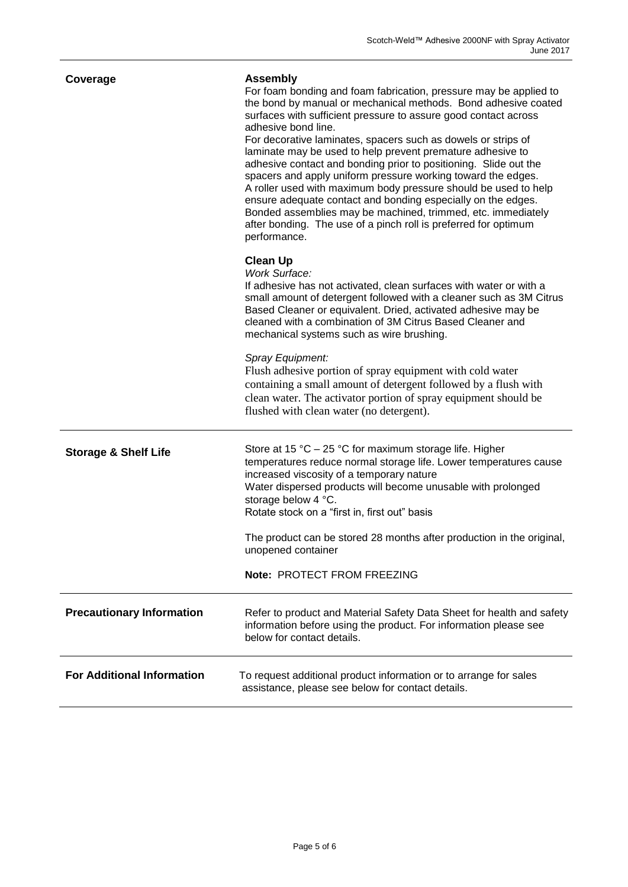## Coverage

### Assembly

For foam bonding and foam fabrication, pressure may be applied to the bond by manual or mechanical methods. Bond adhesive coated surfaces with sufficient pressure to assure good contact across adhesive bond line.

For decorative laminates, spacers such as dowels or strips of laminate may be used to help prevent premature adhesive to adhesive contact and bonding prior to positioning. Slide out the spacers and apply uniform pressure working toward the edges. A roller used with maximum body pressure should be used to help ensure adequate contact and bonding especially on the edges. Bonded assemblies may be machined, trimmed, etc. immediately after bonding. The use of a pinch roll is preferred for optimum performance.

### Clean Up

*Work Surface:*

If adhesive has not activated, clean surfaces with water or with a small amount of detergent followed with a cleaner such as 3M Citrus Based Cleaner or equivalent. Dried, activated adhesive may be cleaned with a combination of 3M Citrus Based Cleaner and mechanical systems such as wire brushing.

*Spray Equipment:*

Flush adhesive portion of spray equipment with cold water containing a small amount of detergent followed by a flush with clean water. The activator portion of spray equipment should be flushed with clean water (no detergent).

## Storage & Shelf Life

Store at 15 °C – 25 °C for maximum storage life. Higher temperatures reduce normal storage life. Lower temperatures cause increased viscosity of a temporary nature

Water dispersed products will become unusable with prolonged storage below 4 °C.

Rotate stock on a "first in, first out" basis

The product can be stored 28 months after production in the original, unopened container

**Note:** PROTECT FROM FREEZING

## Precautionary Information

Refer to product and Material Safety Data Sheet for health and safety information before using the product. For information please see below for contact details.

## For Additional Information

To request additional product information or to arrange for sales assistance, please see below for contact details.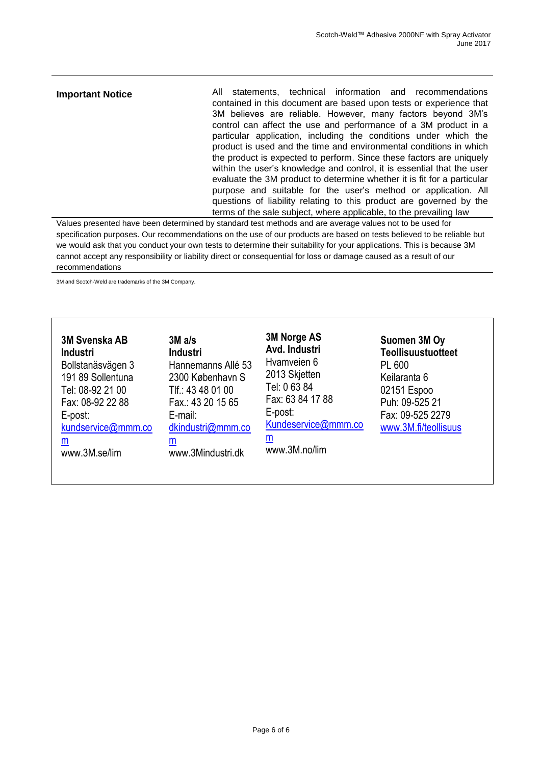**Important Notice**

All statements, technical information and recommendations contained in this document are based upon tests or experience that 3M believes are reliable. However, many factors beyond 3M's control can affect the use and performance of a 3M product in a particular application, including the conditions under which the product is used and the time and environmental conditions in which the product is expected to perform. Since these factors are uniquely within the user's knowledge and control, it is essential that the user evaluate the 3M product to determine whether it is fit for a particular purpose and suitable for the user's method or application. All questions of liability relating to this product are governed by the terms of the sale subject, where applicable, to the prevailing law

Values presented have been determined by standard test methods and are average values not to be used for specification purposes. Our recommendations on the use of our products are based on tests believed to be reliable but we would ask that you conduct your own tests to determine their suitability for your applications. This is because 3M cannot accept any responsibility or liability direct or consequential for loss or damage caused as a result of our recommendations

3M and Scotch-Weld are trademarks of the 3M Company.

**3M Svenska AB**
**Industri**
Bollstanäsvägen 3
191 89 Sollentuna
Tel: 08-92 21 00
Fax: 08-92 22 88
E-post:
kundservice@mmm.com
www.3M.se/lim

**3M a/s**
**Industri**
Hannemanns Allé 53
2300 København S
Tlf.: 43 48 01 00
Fax.: 43 20 15 65
E-mail:
dkindustri@mmm.com
www.3Mindustri.dk

**3M Norge AS**
**Avd. Industri**
Hvamveien 6
2013 Skjetten
Tel: 0 63 84
Fax: 63 84 17 88
E-post:
Kundeservice@mmm.com
www.3M.no/lim

**Suomen 3M Oy**
**Teollisuustuotteet**
PL 600
Keilaranta 6
02151 Espoo
Puh: 09-525 21
Fax: 09-525 2279
www.3M.fi/teollisuus